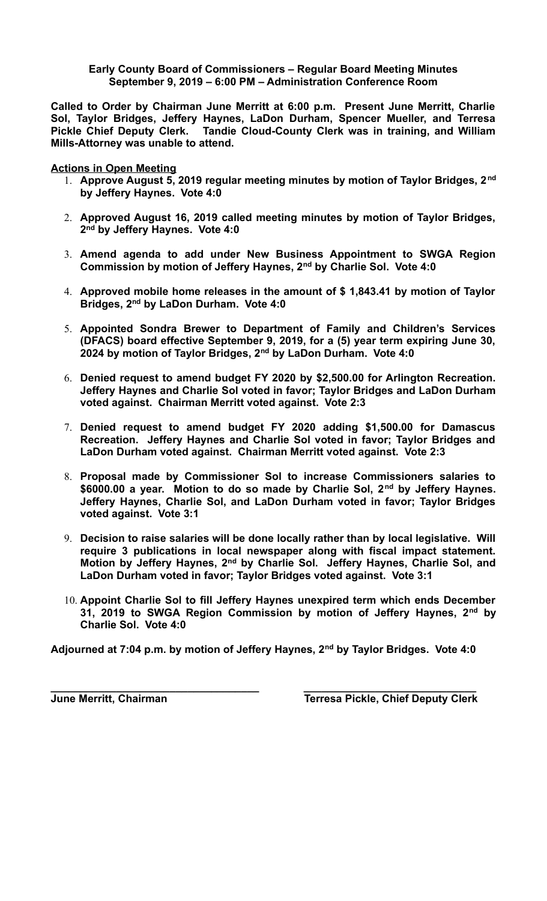**Early County Board of Commissioners – Regular Board Meeting Minutes**
**September 9, 2019 – 6:00 PM – Administration Conference Room**

**Called to Order by Chairman June Merritt at 6:00 p.m. Present June Merritt, Charlie Sol, Taylor Bridges, Jeffery Haynes, LaDon Durham, Spencer Mueller, and Terresa Pickle Chief Deputy Clerk. Tandie Cloud-County Clerk was in training, and William Mills-Attorney was unable to attend.**

**Actions in Open Meeting**

1. **Approve August 5, 2019 regular meeting minutes by motion of Taylor Bridges, 2nd by Jeffery Haynes. Vote 4:0**

2. **Approved August 16, 2019 called meeting minutes by motion of Taylor Bridges, 2nd by Jeffery Haynes. Vote 4:0**

3. **Amend agenda to add under New Business Appointment to SWGA Region Commission by motion of Jeffery Haynes, 2nd by Charlie Sol. Vote 4:0**

4. **Approved mobile home releases in the amount of $ 1,843.41 by motion of Taylor Bridges, 2nd by LaDon Durham. Vote 4:0**

5. **Appointed Sondra Brewer to Department of Family and Children's Services (DFACS) board effective September 9, 2019, for a (5) year term expiring June 30, 2024 by motion of Taylor Bridges, 2nd by LaDon Durham. Vote 4:0**

6. **Denied request to amend budget FY 2020 by $2,500.00 for Arlington Recreation. Jeffery Haynes and Charlie Sol voted in favor; Taylor Bridges and LaDon Durham voted against. Chairman Merritt voted against. Vote 2:3**

7. **Denied request to amend budget FY 2020 adding $1,500.00 for Damascus Recreation. Jeffery Haynes and Charlie Sol voted in favor; Taylor Bridges and LaDon Durham voted against. Chairman Merritt voted against. Vote 2:3**

8. **Proposal made by Commissioner Sol to increase Commissioners salaries to $6000.00 a year. Motion to do so made by Charlie Sol, 2nd by Jeffery Haynes. Jeffery Haynes, Charlie Sol, and LaDon Durham voted in favor; Taylor Bridges voted against. Vote 3:1**

9. **Decision to raise salaries will be done locally rather than by local legislative. Will require 3 publications in local newspaper along with fiscal impact statement. Motion by Jeffery Haynes, 2nd by Charlie Sol. Jeffery Haynes, Charlie Sol, and LaDon Durham voted in favor; Taylor Bridges voted against. Vote 3:1**

10. **Appoint Charlie Sol to fill Jeffery Haynes unexpired term which ends December 31, 2019 to SWGA Region Commission by motion of Jeffery Haynes, 2nd by Charlie Sol. Vote 4:0**

**Adjourned at 7:04 p.m. by motion of Jeffery Haynes, 2nd by Taylor Bridges. Vote 4:0**

**June Merritt, Chairman** | **Terresa Pickle, Chief Deputy Clerk**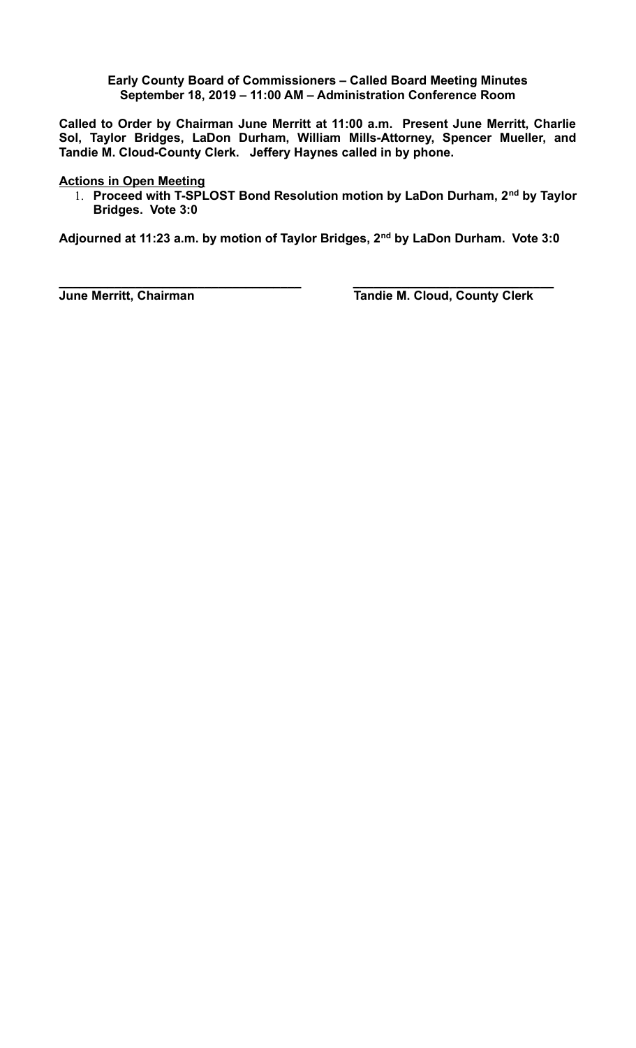**Early County Board of Commissioners – Called Board Meeting Minutes**
**September 18, 2019 – 11:00 AM – Administration Conference Room**

**Called to Order by Chairman June Merritt at 11:00 a.m. Present June Merritt, Charlie Sol, Taylor Bridges, LaDon Durham, William Mills-Attorney, Spencer Mueller, and Tandie M. Cloud-County Clerk. Jeffery Haynes called in by phone.**

**Actions in Open Meeting**

1. **Proceed with T-SPLOST Bond Resolution motion by LaDon Durham, 2nd by Taylor Bridges. Vote 3:0**

**Adjourned at 11:23 a.m. by motion of Taylor Bridges, 2nd by LaDon Durham. Vote 3:0**

\_\_\_\_\_\_\_\_\_\_\_\_\_\_\_\_\_\_\_\_\_\_\_\_\_\_\_\_\_\_\_\_\_\_\_
**June Merritt, Chairman**

\_\_\_\_\_\_\_\_\_\_\_\_\_\_\_\_\_\_\_\_\_\_\_\_\_\_\_\_\_\_
**Tandie M. Cloud, County Clerk**